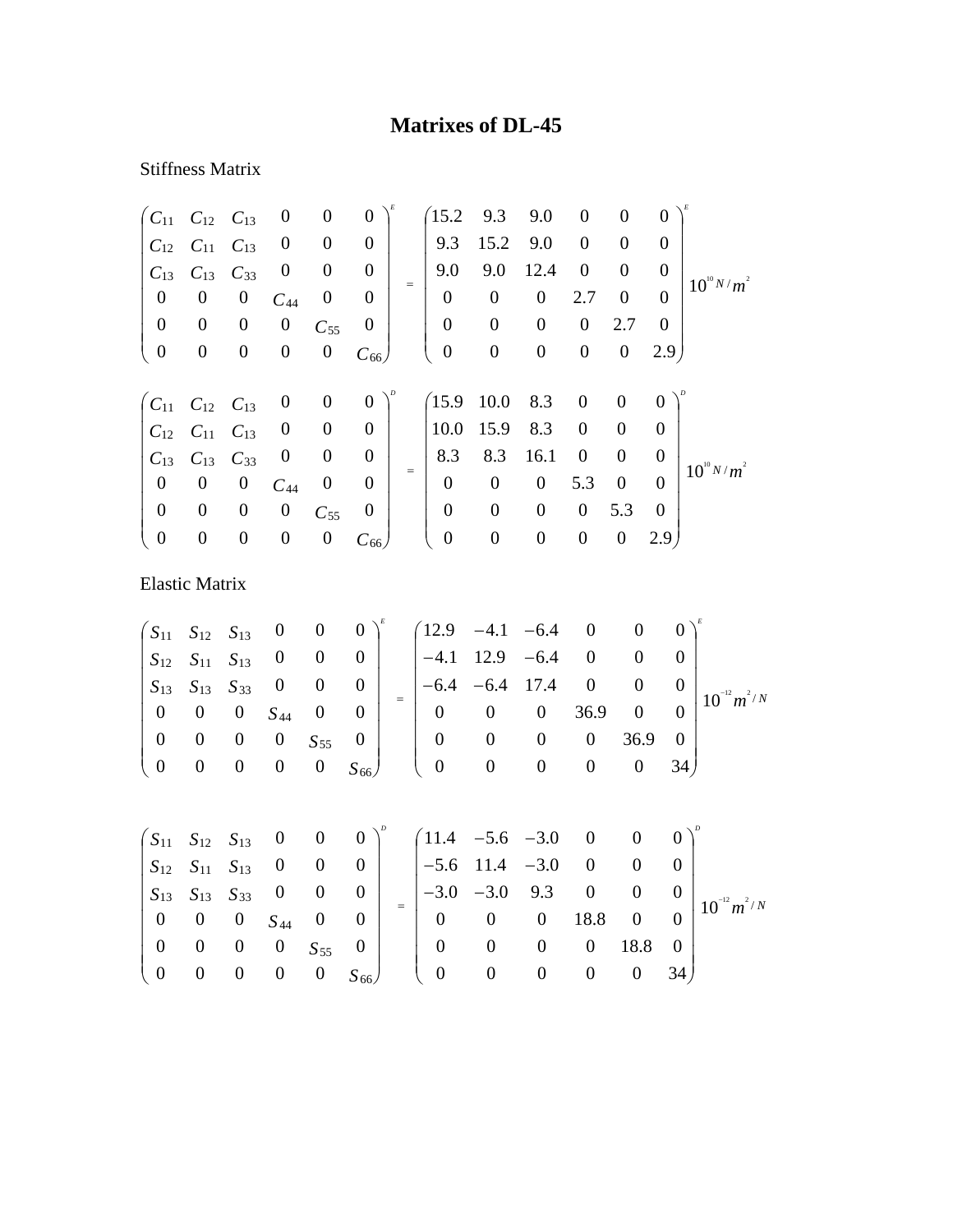# Matrixes of DL-45

Stiffness Matrix

$$
\begin{pmatrix}
C_{11} & C_{12} & C_{13} & 0 & 0 & 0 \\
C_{12} & C_{11} & C_{13} & 0 & 0 & 0 \\
C_{13} & C_{13} & C_{33} & 0 & 0 & 0 \\
0 & 0 & 0 & C_{44} & 0 & 0 \\
0 & 0 & 0 & 0 & C_{55} & 0 \\
0 & 0 & 0 & 0 & 0 & C_{66}
\end{pmatrix}^{E}
=
\begin{pmatrix}
15.2 & 9.3 & 9.0 & 0 & 0 & 0 \\
9.3 & 15.2 & 9.0 & 0 & 0 & 0 \\
9.0 & 9.0 & 12.4 & 0 & 0 & 0 \\
0 & 0 & 0 & 2.7 & 0 & 0 \\
0 & 0 & 0 & 0 & 2.7 & 0 \\
0 & 0 & 0 & 0 & 0 & 2.9
\end{pmatrix}^{E}
10^{10} N/m^{2}
$$

$$
\begin{pmatrix}
C_{11} & C_{12} & C_{13} & 0 & 0 & 0 \\
C_{12} & C_{11} & C_{13} & 0 & 0 & 0 \\
C_{13} & C_{13} & C_{33} & 0 & 0 & 0 \\
0 & 0 & 0 & C_{44} & 0 & 0 \\
0 & 0 & 0 & 0 & C_{55} & 0 \\
0 & 0 & 0 & 0 & 0 & C_{66}
\end{pmatrix}^{D}
=
\begin{pmatrix}
15.9 & 10.0 & 8.3 & 0 & 0 & 0 \\
10.0 & 15.9 & 8.3 & 0 & 0 & 0 \\
8.3 & 8.3 & 16.1 & 0 & 0 & 0 \\
0 & 0 & 0 & 5.3 & 0 & 0 \\
0 & 0 & 0 & 0 & 5.3 & 0 \\
0 & 0 & 0 & 0 & 0 & 2.9
\end{pmatrix}^{D}
10^{10} N/m^{2}
$$

Elastic Matrix

$$
\begin{pmatrix}
S_{11} & S_{12} & S_{13} & 0 & 0 & 0 \\
S_{12} & S_{11} & S_{13} & 0 & 0 & 0 \\
S_{13} & S_{13} & S_{33} & 0 & 0 & 0 \\
0 & 0 & 0 & S_{44} & 0 & 0 \\
0 & 0 & 0 & 0 & S_{55} & 0 \\
0 & 0 & 0 & 0 & 0 & S_{66}
\end{pmatrix}^{E}
=
\begin{pmatrix}
12.9 & -4.1 & -6.4 & 0 & 0 & 0 \\
-4.1 & 12.9 & -6.4 & 0 & 0 & 0 \\
-6.4 & -6.4 & 17.4 & 0 & 0 & 0 \\
0 & 0 & 0 & 36.9 & 0 & 0 \\
0 & 0 & 0 & 0 & 36.9 & 0 \\
0 & 0 & 0 & 0 & 0 & 34
\end{pmatrix}^{E}
10^{-12} m^{2}/N
$$

$$
\begin{pmatrix}
S_{11} & S_{12} & S_{13} & 0 & 0 & 0 \\
S_{12} & S_{11} & S_{13} & 0 & 0 & 0 \\
S_{13} & S_{13} & S_{33} & 0 & 0 & 0 \\
0 & 0 & 0 & S_{44} & 0 & 0 \\
0 & 0 & 0 & 0 & S_{55} & 0 \\
0 & 0 & 0 & 0 & 0 & S_{66}
\end{pmatrix}^{D}
=
\begin{pmatrix}
11.4 & -5.6 & -3.0 & 0 & 0 & 0 \\
-5.6 & 11.4 & -3.0 & 0 & 0 & 0 \\
-3.0 & -3.0 & 9.3 & 0 & 0 & 0 \\
0 & 0 & 0 & 18.8 & 0 & 0 \\
0 & 0 & 0 & 0 & 18.8 & 0 \\
0 & 0 & 0 & 0 & 0 & 34
\end{pmatrix}^{D}
10^{-12} m^{2}/N
$$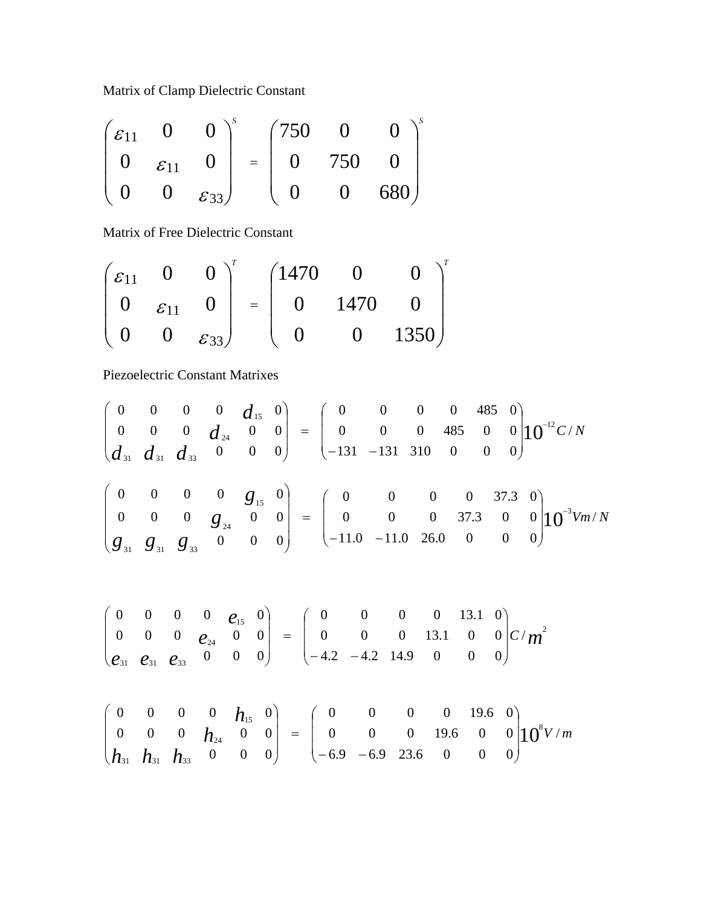Matrix of Clamp Dielectric Constant

$$\begin{pmatrix} \varepsilon_{11} & 0 & 0 \\ 0 & \varepsilon_{11} & 0 \\ 0 & 0 & \varepsilon_{33} \end{pmatrix}^S = \begin{pmatrix} 750 & 0 & 0 \\ 0 & 750 & 0 \\ 0 & 0 & 680 \end{pmatrix}^S$$

Matrix of Free Dielectric Constant

$$\begin{pmatrix} \varepsilon_{11} & 0 & 0 \\ 0 & \varepsilon_{11} & 0 \\ 0 & 0 & \varepsilon_{33} \end{pmatrix}^T = \begin{pmatrix} 1470 & 0 & 0 \\ 0 & 1470 & 0 \\ 0 & 0 & 1350 \end{pmatrix}^T$$

Piezoelectric Constant Matrixes

$$\begin{pmatrix} 0 & 0 & 0 & 0 & d_{15} & 0 \\ 0 & 0 & 0 & d_{24} & 0 & 0 \\ d_{31} & d_{31} & d_{33} & 0 & 0 & 0 \end{pmatrix} = \begin{pmatrix} 0 & 0 & 0 & 0 & 485 & 0 \\ 0 & 0 & 0 & 485 & 0 & 0 \\ -131 & -131 & 310 & 0 & 0 & 0 \end{pmatrix} 10^{-12} C/N$$

$$\begin{pmatrix} 0 & 0 & 0 & 0 & g_{15} & 0 \\ 0 & 0 & 0 & g_{24} & 0 & 0 \\ g_{31} & g_{31} & g_{33} & 0 & 0 & 0 \end{pmatrix} = \begin{pmatrix} 0 & 0 & 0 & 0 & 37.3 & 0 \\ 0 & 0 & 0 & 37.3 & 0 & 0 \\ -11.0 & -11.0 & 26.0 & 0 & 0 & 0 \end{pmatrix} 10^{-3} Vm/N$$

$$\begin{pmatrix} 0 & 0 & 0 & 0 & e_{15} & 0 \\ 0 & 0 & 0 & e_{24} & 0 & 0 \\ e_{31} & e_{31} & e_{33} & 0 & 0 & 0 \end{pmatrix} = \begin{pmatrix} 0 & 0 & 0 & 0 & 13.1 & 0 \\ 0 & 0 & 0 & 13.1 & 0 & 0 \\ -4.2 & -4.2 & 14.9 & 0 & 0 & 0 \end{pmatrix} C/m^2$$

$$\begin{pmatrix} 0 & 0 & 0 & 0 & h_{15} & 0 \\ 0 & 0 & 0 & h_{24} & 0 & 0 \\ h_{31} & h_{31} & h_{33} & 0 & 0 & 0 \end{pmatrix} = \begin{pmatrix} 0 & 0 & 0 & 0 & 19.6 & 0 \\ 0 & 0 & 0 & 19.6 & 0 & 0 \\ -6.9 & -6.9 & 23.6 & 0 & 0 & 0 \end{pmatrix} 10^{8} V/m$$